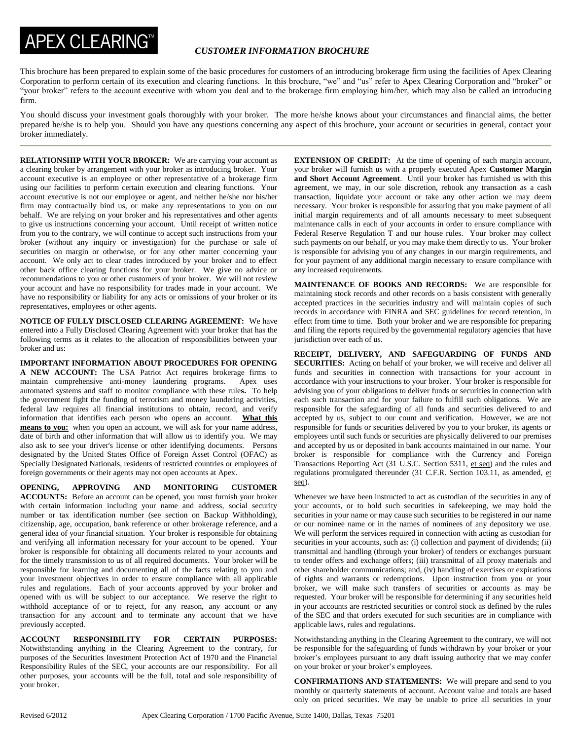# APEX CLEARING™

***CUSTOMER INFORMATION BROCHURE***

This brochure has been prepared to explain some of the basic procedures for customers of an introducing brokerage firm using the facilities of Apex Clearing Corporation to perform certain of its execution and clearing functions. In this brochure, "we" and "us" refer to Apex Clearing Corporation and "broker" or "your broker" refers to the account executive with whom you deal and to the brokerage firm employing him/her, which may also be called an introducing firm.

You should discuss your investment goals thoroughly with your broker. The more he/she knows about your circumstances and financial aims, the better prepared he/she is to help you. Should you have any questions concerning any aspect of this brochure, your account or securities in general, contact your broker immediately.

---

**RELATIONSHIP WITH YOUR BROKER:** We are carrying your account as a clearing broker by arrangement with your broker as introducing broker. Your account executive is an employee or other representative of a brokerage firm using our facilities to perform certain execution and clearing functions. Your account executive is not our employee or agent, and neither he/she nor his/her firm may contractually bind us, or make any representations to you on our behalf. We are relying on your broker and his representatives and other agents to give us instructions concerning your account. Until receipt of written notice from you to the contrary, we will continue to accept such instructions from your broker (without any inquiry or investigation) for the purchase or sale of securities on margin or otherwise, or for any other matter concerning your account. We only act to clear trades introduced by your broker and to effect other back office clearing functions for your broker. We give no advice or recommendations to you or other customers of your broker. We will not review your account and have no responsibility for trades made in your account. We have no responsibility or liability for any acts or omissions of your broker or its representatives, employees or other agents.

**NOTICE OF FULLY DISCLOSED CLEARING AGREEMENT:** We have entered into a Fully Disclosed Clearing Agreement with your broker that has the following terms as it relates to the allocation of responsibilities between your broker and us:

**IMPORTANT INFORMATION ABOUT PROCEDURES FOR OPENING A NEW ACCOUNT:** The USA Patriot Act requires brokerage firms to maintain comprehensive anti-money laundering programs. Apex uses automated systems and staff to monitor compliance with these rules**.** To help the government fight the funding of terrorism and money laundering activities, federal law requires all financial institutions to obtain, record, and verify information that identifies each person who opens an account. **What this means to you:** when you open an account, we will ask for your name address, date of birth and other information that will allow us to identify you. We may also ask to see your driver's license or other identifying documents. Persons designated by the United States Office of Foreign Asset Control (OFAC) as Specially Designated Nationals, residents of restricted countries or employees of foreign governments or their agents may not open accounts at Apex.

**OPENING, APPROVING AND MONITORING CUSTOMER ACCOUNTS:** Before an account can be opened, you must furnish your broker with certain information including your name and address, social security number or tax identification number (see section on Backup Withholding), citizenship, age, occupation, bank reference or other brokerage reference, and a general idea of your financial situation. Your broker is responsible for obtaining and verifying all information necessary for your account to be opened. Your broker is responsible for obtaining all documents related to your accounts and for the timely transmission to us of all required documents. Your broker will be responsible for learning and documenting all of the facts relating to you and your investment objectives in order to ensure compliance with all applicable rules and regulations. Each of your accounts approved by your broker and opened with us will be subject to our acceptance. We reserve the right to withhold acceptance of or to reject, for any reason, any account or any transaction for any account and to terminate any account that we have previously accepted.

**ACCOUNT RESPONSIBILITY FOR CERTAIN PURPOSES:** Notwithstanding anything in the Clearing Agreement to the contrary, for purposes of the Securities Investment Protection Act of 1970 and the Financial Responsibility Rules of the SEC, your accounts are our responsibility. For all other purposes, your accounts will be the full, total and sole responsibility of your broker.

**EXTENSION OF CREDIT:** At the time of opening of each margin account, your broker will furnish us with a properly executed Apex **Customer Margin and Short Account Agreement**. Until your broker has furnished us with this agreement, we may, in our sole discretion, rebook any transaction as a cash transaction, liquidate your account or take any other action we may deem necessary. Your broker is responsible for assuring that you make payment of all initial margin requirements and of all amounts necessary to meet subsequent maintenance calls in each of your accounts in order to ensure compliance with Federal Reserve Regulation T and our house rules. Your broker may collect such payments on our behalf, or you may make them directly to us. Your broker is responsible for advising you of any changes in our margin requirements, and for your payment of any additional margin necessary to ensure compliance with any increased requirements.

**MAINTENANCE OF BOOKS AND RECORDS:** We are responsible for maintaining stock records and other records on a basis consistent with generally accepted practices in the securities industry and will maintain copies of such records in accordance with FINRA and SEC guidelines for record retention, in effect from time to time. Both your broker and we are responsible for preparing and filing the reports required by the governmental regulatory agencies that have jurisdiction over each of us.

**RECEIPT, DELIVERY, AND SAFEGUARDING OF FUNDS AND SECURITIES:** Acting on behalf of your broker, we will receive and deliver all funds and securities in connection with transactions for your account in accordance with your instructions to your broker. Your broker is responsible for advising you of your obligations to deliver funds or securities in connection with each such transaction and for your failure to fulfill such obligations. We are responsible for the safeguarding of all funds and securities delivered to and accepted by us, subject to our count and verification. However, we are not responsible for funds or securities delivered by you to your broker, its agents or employees until such funds or securities are physically delivered to our premises and accepted by us or deposited in bank accounts maintained in our name. Your broker is responsible for compliance with the Currency and Foreign Transactions Reporting Act (31 U.S.C. Section 5311, et seq) and the rules and regulations promulgated thereunder (31 C.F.R. Section 103.11, as amended, et seq).

Whenever we have been instructed to act as custodian of the securities in any of your accounts, or to hold such securities in safekeeping, we may hold the securities in your name or may cause such securities to be registered in our name or our nominee name or in the names of nominees of any depository we use. We will perform the services required in connection with acting as custodian for securities in your accounts, such as: (i) collection and payment of dividends; (ii) transmittal and handling (through your broker) of tenders or exchanges pursuant to tender offers and exchange offers; (iii) transmittal of all proxy materials and other shareholder communications; and, (iv) handling of exercises or expirations of rights and warrants or redemptions. Upon instruction from you or your broker, we will make such transfers of securities or accounts as may be requested. Your broker will be responsible for determining if any securities held in your accounts are restricted securities or control stock as defined by the rules of the SEC and that orders executed for such securities are in compliance with applicable laws, rules and regulations.

Notwithstanding anything in the Clearing Agreement to the contrary, we will not be responsible for the safeguarding of funds withdrawn by your broker or your broker's employees pursuant to any draft issuing authority that we may confer on your broker or your broker's employees.

**CONFIRMATIONS AND STATEMENTS:** We will prepare and send to you monthly or quarterly statements of account. Account value and totals are based only on priced securities. We may be unable to price all securities in your

Revised 6/2012 Apex Clearing Corporation / 1700 Pacific Avenue, Suite 1400, Dallas, Texas 75201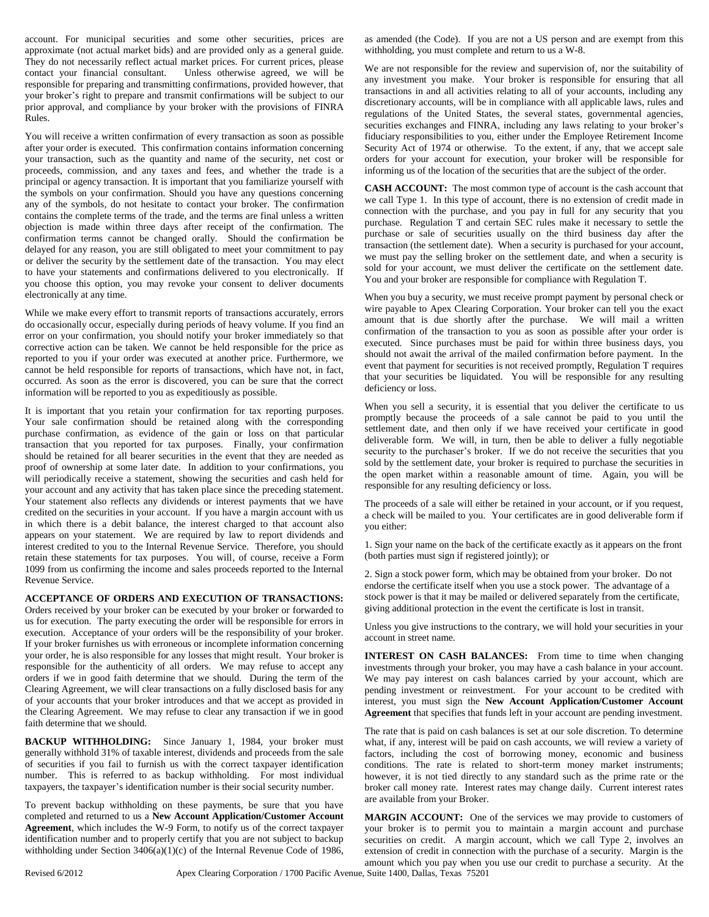account. For municipal securities and some other securities, prices are approximate (not actual market bids) and are provided only as a general guide. They do not necessarily reflect actual market prices. For current prices, please contact your financial consultant. Unless otherwise agreed, we will be responsible for preparing and transmitting confirmations, provided however, that your broker's right to prepare and transmit confirmations will be subject to our prior approval, and compliance by your broker with the provisions of FINRA Rules.

You will receive a written confirmation of every transaction as soon as possible after your order is executed. This confirmation contains information concerning your transaction, such as the quantity and name of the security, net cost or proceeds, commission, and any taxes and fees, and whether the trade is a principal or agency transaction. It is important that you familiarize yourself with the symbols on your confirmation. Should you have any questions concerning any of the symbols, do not hesitate to contact your broker. The confirmation contains the complete terms of the trade, and the terms are final unless a written objection is made within three days after receipt of the confirmation. The confirmation terms cannot be changed orally. Should the confirmation be delayed for any reason, you are still obligated to meet your commitment to pay or deliver the security by the settlement date of the transaction. You may elect to have your statements and confirmations delivered to you electronically. If you choose this option, you may revoke your consent to deliver documents electronically at any time.

While we make every effort to transmit reports of transactions accurately, errors do occasionally occur, especially during periods of heavy volume. If you find an error on your confirmation, you should notify your broker immediately so that corrective action can be taken. We cannot be held responsible for the price as reported to you if your order was executed at another price. Furthermore, we cannot be held responsible for reports of transactions, which have not, in fact, occurred. As soon as the error is discovered, you can be sure that the correct information will be reported to you as expeditiously as possible.

It is important that you retain your confirmation for tax reporting purposes. Your sale confirmation should be retained along with the corresponding purchase confirmation, as evidence of the gain or loss on that particular transaction that you reported for tax purposes. Finally, your confirmation should be retained for all bearer securities in the event that they are needed as proof of ownership at some later date. In addition to your confirmations, you will periodically receive a statement, showing the securities and cash held for your account and any activity that has taken place since the preceding statement. Your statement also reflects any dividends or interest payments that we have credited on the securities in your account. If you have a margin account with us in which there is a debit balance, the interest charged to that account also appears on your statement. We are required by law to report dividends and interest credited to you to the Internal Revenue Service. Therefore, you should retain these statements for tax purposes. You will, of course, receive a Form 1099 from us confirming the income and sales proceeds reported to the Internal Revenue Service.

**ACCEPTANCE OF ORDERS AND EXECUTION OF TRANSACTIONS:** Orders received by your broker can be executed by your broker or forwarded to us for execution. The party executing the order will be responsible for errors in execution. Acceptance of your orders will be the responsibility of your broker. If your broker furnishes us with erroneous or incomplete information concerning your order, he is also responsible for any losses that might result. Your broker is responsible for the authenticity of all orders. We may refuse to accept any orders if we in good faith determine that we should. During the term of the Clearing Agreement, we will clear transactions on a fully disclosed basis for any of your accounts that your broker introduces and that we accept as provided in the Clearing Agreement. We may refuse to clear any transaction if we in good faith determine that we should.

**BACKUP WITHHOLDING:** Since January 1, 1984, your broker must generally withhold 31% of taxable interest, dividends and proceeds from the sale of securities if you fail to furnish us with the correct taxpayer identification number. This is referred to as backup withholding. For most individual taxpayers, the taxpayer's identification number is their social security number.

To prevent backup withholding on these payments, be sure that you have completed and returned to us a **New Account Application/Customer Account Agreement**, which includes the W-9 Form, to notify us of the correct taxpayer identification number and to properly certify that you are not subject to backup withholding under Section 3406(a)(1)(c) of the Internal Revenue Code of 1986, as amended (the Code). If you are not a US person and are exempt from this withholding, you must complete and return to us a W-8.

We are not responsible for the review and supervision of, nor the suitability of any investment you make. Your broker is responsible for ensuring that all transactions in and all activities relating to all of your accounts, including any discretionary accounts, will be in compliance with all applicable laws, rules and regulations of the United States, the several states, governmental agencies, securities exchanges and FINRA, including any laws relating to your broker's fiduciary responsibilities to you, either under the Employee Retirement Income Security Act of 1974 or otherwise. To the extent, if any, that we accept sale orders for your account for execution, your broker will be responsible for informing us of the location of the securities that are the subject of the order.

**CASH ACCOUNT:** The most common type of account is the cash account that we call Type 1. In this type of account, there is no extension of credit made in connection with the purchase, and you pay in full for any security that you purchase. Regulation T and certain SEC rules make it necessary to settle the purchase or sale of securities usually on the third business day after the transaction (the settlement date). When a security is purchased for your account, we must pay the selling broker on the settlement date, and when a security is sold for your account, we must deliver the certificate on the settlement date. You and your broker are responsible for compliance with Regulation T.

When you buy a security, we must receive prompt payment by personal check or wire payable to Apex Clearing Corporation. Your broker can tell you the exact amount that is due shortly after the purchase. We will mail a written confirmation of the transaction to you as soon as possible after your order is executed. Since purchases must be paid for within three business days, you should not await the arrival of the mailed confirmation before payment. In the event that payment for securities is not received promptly, Regulation T requires that your securities be liquidated. You will be responsible for any resulting deficiency or loss.

When you sell a security, it is essential that you deliver the certificate to us promptly because the proceeds of a sale cannot be paid to you until the settlement date, and then only if we have received your certificate in good deliverable form. We will, in turn, then be able to deliver a fully negotiable security to the purchaser's broker. If we do not receive the securities that you sold by the settlement date, your broker is required to purchase the securities in the open market within a reasonable amount of time. Again, you will be responsible for any resulting deficiency or loss.

The proceeds of a sale will either be retained in your account, or if you request, a check will be mailed to you. Your certificates are in good deliverable form if you either:

1. Sign your name on the back of the certificate exactly as it appears on the front (both parties must sign if registered jointly); or

2. Sign a stock power form, which may be obtained from your broker. Do not endorse the certificate itself when you use a stock power. The advantage of a stock power is that it may be mailed or delivered separately from the certificate, giving additional protection in the event the certificate is lost in transit.

Unless you give instructions to the contrary, we will hold your securities in your account in street name.

**INTEREST ON CASH BALANCES:** From time to time when changing investments through your broker, you may have a cash balance in your account. We may pay interest on cash balances carried by your account, which are pending investment or reinvestment. For your account to be credited with interest, you must sign the **New Account Application/Customer Account Agreement** that specifies that funds left in your account are pending investment.

The rate that is paid on cash balances is set at our sole discretion. To determine what, if any, interest will be paid on cash accounts, we will review a variety of factors, including the cost of borrowing money, economic and business conditions. The rate is related to short-term money market instruments; however, it is not tied directly to any standard such as the prime rate or the broker call money rate. Interest rates may change daily. Current interest rates are available from your Broker.

**MARGIN ACCOUNT:** One of the services we may provide to customers of your broker is to permit you to maintain a margin account and purchase securities on credit. A margin account, which we call Type 2, involves an extension of credit in connection with the purchase of a security. Margin is the amount which you pay when you use our credit to purchase a security. At the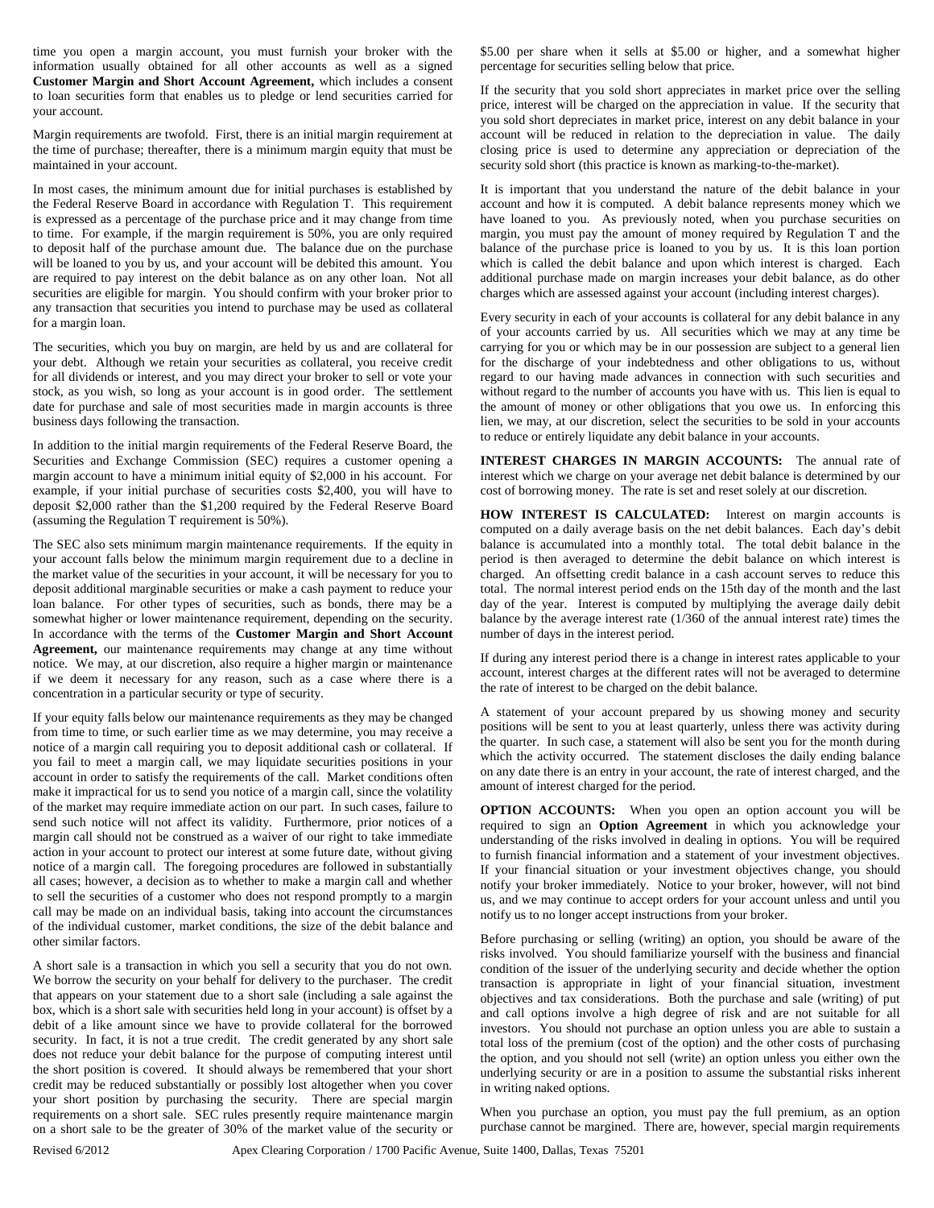time you open a margin account, you must furnish your broker with the information usually obtained for all other accounts as well as a signed **Customer Margin and Short Account Agreement,** which includes a consent to loan securities form that enables us to pledge or lend securities carried for your account.

Margin requirements are twofold. First, there is an initial margin requirement at the time of purchase; thereafter, there is a minimum margin equity that must be maintained in your account.

In most cases, the minimum amount due for initial purchases is established by the Federal Reserve Board in accordance with Regulation T. This requirement is expressed as a percentage of the purchase price and it may change from time to time. For example, if the margin requirement is 50%, you are only required to deposit half of the purchase amount due. The balance due on the purchase will be loaned to you by us, and your account will be debited this amount. You are required to pay interest on the debit balance as on any other loan. Not all securities are eligible for margin. You should confirm with your broker prior to any transaction that securities you intend to purchase may be used as collateral for a margin loan.

The securities, which you buy on margin, are held by us and are collateral for your debt. Although we retain your securities as collateral, you receive credit for all dividends or interest, and you may direct your broker to sell or vote your stock, as you wish, so long as your account is in good order. The settlement date for purchase and sale of most securities made in margin accounts is three business days following the transaction.

In addition to the initial margin requirements of the Federal Reserve Board, the Securities and Exchange Commission (SEC) requires a customer opening a margin account to have a minimum initial equity of $2,000 in his account. For example, if your initial purchase of securities costs $2,400, you will have to deposit $2,000 rather than the $1,200 required by the Federal Reserve Board (assuming the Regulation T requirement is 50%).

The SEC also sets minimum margin maintenance requirements. If the equity in your account falls below the minimum margin requirement due to a decline in the market value of the securities in your account, it will be necessary for you to deposit additional marginable securities or make a cash payment to reduce your loan balance. For other types of securities, such as bonds, there may be a somewhat higher or lower maintenance requirement, depending on the security. In accordance with the terms of the **Customer Margin and Short Account Agreement,** our maintenance requirements may change at any time without notice. We may, at our discretion, also require a higher margin or maintenance if we deem it necessary for any reason, such as a case where there is a concentration in a particular security or type of security.

If your equity falls below our maintenance requirements as they may be changed from time to time, or such earlier time as we may determine, you may receive a notice of a margin call requiring you to deposit additional cash or collateral. If you fail to meet a margin call, we may liquidate securities positions in your account in order to satisfy the requirements of the call. Market conditions often make it impractical for us to send you notice of a margin call, since the volatility of the market may require immediate action on our part. In such cases, failure to send such notice will not affect its validity. Furthermore, prior notices of a margin call should not be construed as a waiver of our right to take immediate action in your account to protect our interest at some future date, without giving notice of a margin call. The foregoing procedures are followed in substantially all cases; however, a decision as to whether to make a margin call and whether to sell the securities of a customer who does not respond promptly to a margin call may be made on an individual basis, taking into account the circumstances of the individual customer, market conditions, the size of the debit balance and other similar factors.

A short sale is a transaction in which you sell a security that you do not own. We borrow the security on your behalf for delivery to the purchaser. The credit that appears on your statement due to a short sale (including a sale against the box, which is a short sale with securities held long in your account) is offset by a debit of a like amount since we have to provide collateral for the borrowed security. In fact, it is not a true credit. The credit generated by any short sale does not reduce your debit balance for the purpose of computing interest until the short position is covered. It should always be remembered that your short credit may be reduced substantially or possibly lost altogether when you cover your short position by purchasing the security. There are special margin requirements on a short sale. SEC rules presently require maintenance margin on a short sale to be the greater of 30% of the market value of the security or $5.00 per share when it sells at $5.00 or higher, and a somewhat higher percentage for securities selling below that price.

If the security that you sold short appreciates in market price over the selling price, interest will be charged on the appreciation in value. If the security that you sold short depreciates in market price, interest on any debit balance in your account will be reduced in relation to the depreciation in value. The daily closing price is used to determine any appreciation or depreciation of the security sold short (this practice is known as marking-to-the-market).

It is important that you understand the nature of the debit balance in your account and how it is computed. A debit balance represents money which we have loaned to you. As previously noted, when you purchase securities on margin, you must pay the amount of money required by Regulation T and the balance of the purchase price is loaned to you by us. It is this loan portion which is called the debit balance and upon which interest is charged. Each additional purchase made on margin increases your debit balance, as do other charges which are assessed against your account (including interest charges).

Every security in each of your accounts is collateral for any debit balance in any of your accounts carried by us. All securities which we may at any time be carrying for you or which may be in our possession are subject to a general lien for the discharge of your indebtedness and other obligations to us, without regard to our having made advances in connection with such securities and without regard to the number of accounts you have with us. This lien is equal to the amount of money or other obligations that you owe us. In enforcing this lien, we may, at our discretion, select the securities to be sold in your accounts to reduce or entirely liquidate any debit balance in your accounts.

**INTEREST CHARGES IN MARGIN ACCOUNTS:** The annual rate of interest which we charge on your average net debit balance is determined by our cost of borrowing money. The rate is set and reset solely at our discretion.

**HOW INTEREST IS CALCULATED:** Interest on margin accounts is computed on a daily average basis on the net debit balances. Each day's debit balance is accumulated into a monthly total. The total debit balance in the period is then averaged to determine the debit balance on which interest is charged. An offsetting credit balance in a cash account serves to reduce this total. The normal interest period ends on the 15th day of the month and the last day of the year. Interest is computed by multiplying the average daily debit balance by the average interest rate (1/360 of the annual interest rate) times the number of days in the interest period.

If during any interest period there is a change in interest rates applicable to your account, interest charges at the different rates will not be averaged to determine the rate of interest to be charged on the debit balance.

A statement of your account prepared by us showing money and security positions will be sent to you at least quarterly, unless there was activity during the quarter. In such case, a statement will also be sent you for the month during which the activity occurred. The statement discloses the daily ending balance on any date there is an entry in your account, the rate of interest charged, and the amount of interest charged for the period.

**OPTION ACCOUNTS:** When you open an option account you will be required to sign an **Option Agreement** in which you acknowledge your understanding of the risks involved in dealing in options. You will be required to furnish financial information and a statement of your investment objectives. If your financial situation or your investment objectives change, you should notify your broker immediately. Notice to your broker, however, will not bind us, and we may continue to accept orders for your account unless and until you notify us to no longer accept instructions from your broker.

Before purchasing or selling (writing) an option, you should be aware of the risks involved. You should familiarize yourself with the business and financial condition of the issuer of the underlying security and decide whether the option transaction is appropriate in light of your financial situation, investment objectives and tax considerations. Both the purchase and sale (writing) of put and call options involve a high degree of risk and are not suitable for all investors. You should not purchase an option unless you are able to sustain a total loss of the premium (cost of the option) and the other costs of purchasing the option, and you should not sell (write) an option unless you either own the underlying security or are in a position to assume the substantial risks inherent in writing naked options.

When you purchase an option, you must pay the full premium, as an option purchase cannot be margined. There are, however, special margin requirements

Revised 6/2012 Apex Clearing Corporation / 1700 Pacific Avenue, Suite 1400, Dallas, Texas 75201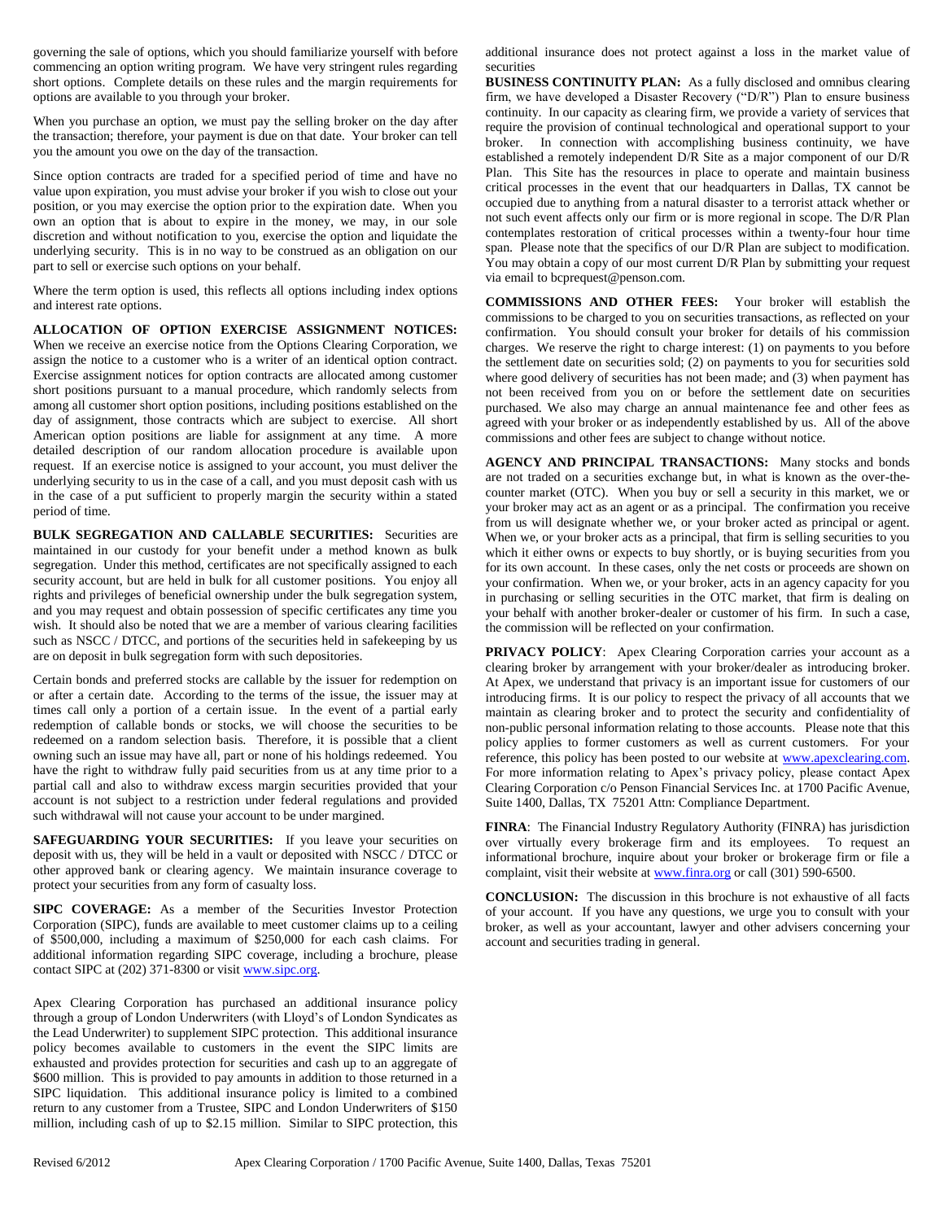governing the sale of options, which you should familiarize yourself with before commencing an option writing program. We have very stringent rules regarding short options. Complete details on these rules and the margin requirements for options are available to you through your broker.

When you purchase an option, we must pay the selling broker on the day after the transaction; therefore, your payment is due on that date. Your broker can tell you the amount you owe on the day of the transaction.

Since option contracts are traded for a specified period of time and have no value upon expiration, you must advise your broker if you wish to close out your position, or you may exercise the option prior to the expiration date. When you own an option that is about to expire in the money, we may, in our sole discretion and without notification to you, exercise the option and liquidate the underlying security. This is in no way to be construed as an obligation on our part to sell or exercise such options on your behalf.

Where the term option is used, this reflects all options including index options and interest rate options.

**ALLOCATION OF OPTION EXERCISE ASSIGNMENT NOTICES:** When we receive an exercise notice from the Options Clearing Corporation, we assign the notice to a customer who is a writer of an identical option contract. Exercise assignment notices for option contracts are allocated among customer short positions pursuant to a manual procedure, which randomly selects from among all customer short option positions, including positions established on the day of assignment, those contracts which are subject to exercise. All short American option positions are liable for assignment at any time. A more detailed description of our random allocation procedure is available upon request. If an exercise notice is assigned to your account, you must deliver the underlying security to us in the case of a call, and you must deposit cash with us in the case of a put sufficient to properly margin the security within a stated period of time.

**BULK SEGREGATION AND CALLABLE SECURITIES:** Securities are maintained in our custody for your benefit under a method known as bulk segregation. Under this method, certificates are not specifically assigned to each security account, but are held in bulk for all customer positions. You enjoy all rights and privileges of beneficial ownership under the bulk segregation system, and you may request and obtain possession of specific certificates any time you wish. It should also be noted that we are a member of various clearing facilities such as NSCC / DTCC, and portions of the securities held in safekeeping by us are on deposit in bulk segregation form with such depositories.

Certain bonds and preferred stocks are callable by the issuer for redemption on or after a certain date. According to the terms of the issue, the issuer may at times call only a portion of a certain issue. In the event of a partial early redemption of callable bonds or stocks, we will choose the securities to be redeemed on a random selection basis. Therefore, it is possible that a client owning such an issue may have all, part or none of his holdings redeemed. You have the right to withdraw fully paid securities from us at any time prior to a partial call and also to withdraw excess margin securities provided that your account is not subject to a restriction under federal regulations and provided such withdrawal will not cause your account to be under margined.

**SAFEGUARDING YOUR SECURITIES:** If you leave your securities on deposit with us, they will be held in a vault or deposited with NSCC / DTCC or other approved bank or clearing agency. We maintain insurance coverage to protect your securities from any form of casualty loss.

**SIPC COVERAGE:** As a member of the Securities Investor Protection Corporation (SIPC), funds are available to meet customer claims up to a ceiling of \$500,000, including a maximum of \$250,000 for each cash claims. For additional information regarding SIPC coverage, including a brochure, please contact SIPC at (202) 371-8300 or visit www.sipc.org.

Apex Clearing Corporation has purchased an additional insurance policy through a group of London Underwriters (with Lloyd's of London Syndicates as the Lead Underwriter) to supplement SIPC protection. This additional insurance policy becomes available to customers in the event the SIPC limits are exhausted and provides protection for securities and cash up to an aggregate of \$600 million. This is provided to pay amounts in addition to those returned in a SIPC liquidation. This additional insurance policy is limited to a combined return to any customer from a Trustee, SIPC and London Underwriters of \$150 million, including cash of up to \$2.15 million. Similar to SIPC protection, this additional insurance does not protect against a loss in the market value of securities

**BUSINESS CONTINUITY PLAN:** As a fully disclosed and omnibus clearing firm, we have developed a Disaster Recovery ("D/R") Plan to ensure business continuity. In our capacity as clearing firm, we provide a variety of services that require the provision of continual technological and operational support to your broker. In connection with accomplishing business continuity, we have established a remotely independent D/R Site as a major component of our D/R Plan. This Site has the resources in place to operate and maintain business critical processes in the event that our headquarters in Dallas, TX cannot be occupied due to anything from a natural disaster to a terrorist attack whether or not such event affects only our firm or is more regional in scope. The D/R Plan contemplates restoration of critical processes within a twenty-four hour time span. Please note that the specifics of our D/R Plan are subject to modification. You may obtain a copy of our most current D/R Plan by submitting your request via email to bcprequest@penson.com.

**COMMISSIONS AND OTHER FEES:** Your broker will establish the commissions to be charged to you on securities transactions, as reflected on your confirmation. You should consult your broker for details of his commission charges. We reserve the right to charge interest: (1) on payments to you before the settlement date on securities sold; (2) on payments to you for securities sold where good delivery of securities has not been made; and (3) when payment has not been received from you on or before the settlement date on securities purchased. We also may charge an annual maintenance fee and other fees as agreed with your broker or as independently established by us. All of the above commissions and other fees are subject to change without notice.

**AGENCY AND PRINCIPAL TRANSACTIONS:** Many stocks and bonds are not traded on a securities exchange but, in what is known as the over-the-counter market (OTC). When you buy or sell a security in this market, we or your broker may act as an agent or as a principal. The confirmation you receive from us will designate whether we, or your broker acted as principal or agent. When we, or your broker acts as a principal, that firm is selling securities to you which it either owns or expects to buy shortly, or is buying securities from you for its own account. In these cases, only the net costs or proceeds are shown on your confirmation. When we, or your broker, acts in an agency capacity for you in purchasing or selling securities in the OTC market, that firm is dealing on your behalf with another broker-dealer or customer of his firm. In such a case, the commission will be reflected on your confirmation.

**PRIVACY POLICY**: Apex Clearing Corporation carries your account as a clearing broker by arrangement with your broker/dealer as introducing broker. At Apex, we understand that privacy is an important issue for customers of our introducing firms. It is our policy to respect the privacy of all accounts that we maintain as clearing broker and to protect the security and confidentiality of non-public personal information relating to those accounts. Please note that this policy applies to former customers as well as current customers. For your reference, this policy has been posted to our website at www.apexclearing.com. For more information relating to Apex's privacy policy, please contact Apex Clearing Corporation c/o Penson Financial Services Inc. at 1700 Pacific Avenue, Suite 1400, Dallas, TX 75201 Attn: Compliance Department.

**FINRA**: The Financial Industry Regulatory Authority (FINRA) has jurisdiction over virtually every brokerage firm and its employees. To request an informational brochure, inquire about your broker or brokerage firm or file a complaint, visit their website at www.finra.org or call (301) 590-6500.

**CONCLUSION:** The discussion in this brochure is not exhaustive of all facts of your account. If you have any questions, we urge you to consult with your broker, as well as your accountant, lawyer and other advisers concerning your account and securities trading in general.

Revised 6/2012 Apex Clearing Corporation / 1700 Pacific Avenue, Suite 1400, Dallas, Texas 75201